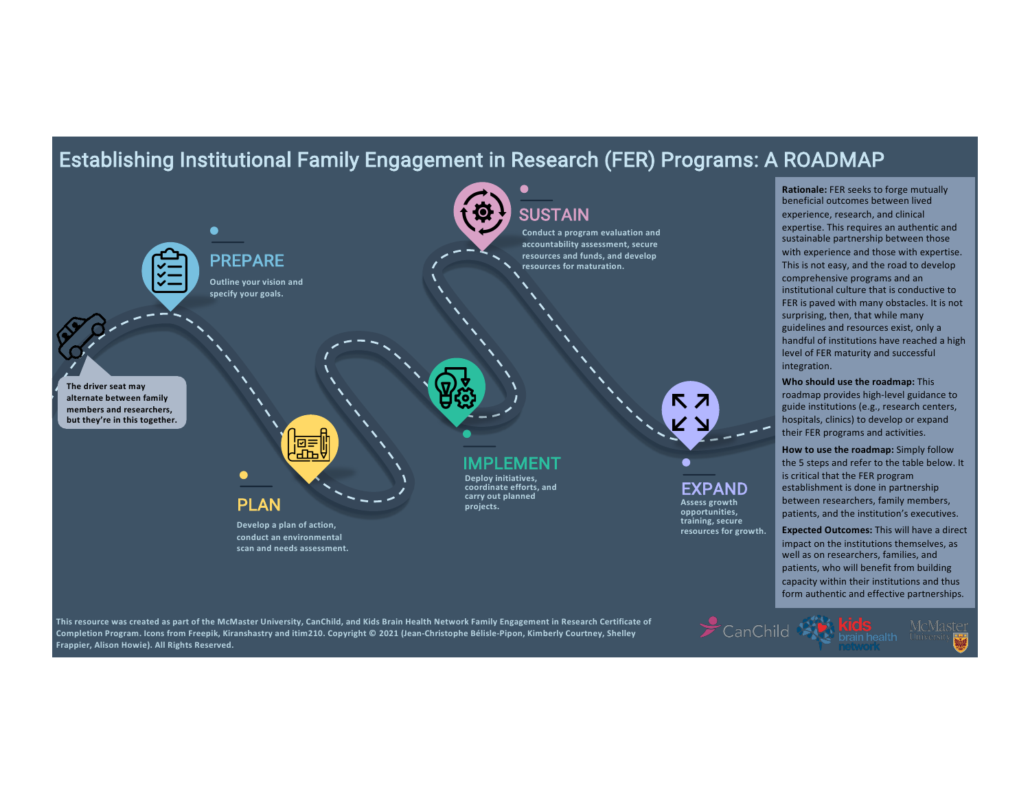# Establishing Institutional Family Engagement in Research (FER) Programs: A ROADMAP

The driver seat may alternate between family members and researchers, but they're in this together.

## PREPARE

Outline your vision and specify your goals.

## PLAN

Develop a plan of action, conduct an environmental scan and needs assessment.

## IMPLEMENT

Deploy initiatives, coordinate efforts, and carry out planned projects.

## SUSTAIN

Conduct a program evaluation and accountability assessment, secure resources and funds, and develop resources for maturation.

## EXPAND

Assess growth opportunities, training, secure resources for growth.

**Rationale:** FER seeks to forge mutually beneficial outcomes between lived experience, research, and clinical expertise. This requires an authentic and sustainable partnership between those with experience and those with expertise. This is not easy, and the road to develop comprehensive programs and an institutional culture that is conductive to FER is paved with many obstacles. It is not surprising, then, that while many guidelines and resources exist, only a handful of institutions have reached a high level of FER maturity and successful integration.

**Who should use the roadmap:** This roadmap provides high-level guidance to guide institutions (e.g., research centers, hospitals, clinics) to develop or expand their FER programs and activities.

**How to use the roadmap:** Simply follow the 5 steps and refer to the table below. It is critical that the FER program establishment is done in partnership between researchers, family members, patients, and the institution's executives.

**Expected Outcomes:** This will have a direct impact on the institutions themselves, as well as on researchers, families, and patients, who will benefit from building capacity within their institutions and thus form authentic and effective partnerships.

This resource was created as part of the McMaster University, CanChild, and Kids Brain Health Network Family Engagement in Research Certificate of Completion Program. Icons from Freepik, Kiranshastry and itim210. Copyright © 2021 (Jean-Christophe Bélisle-Pipon, Kimberly Courtney, Shelley Frappier, Alison Howie). All Rights Reserved.

CanChild | kids brain health network | McMaster University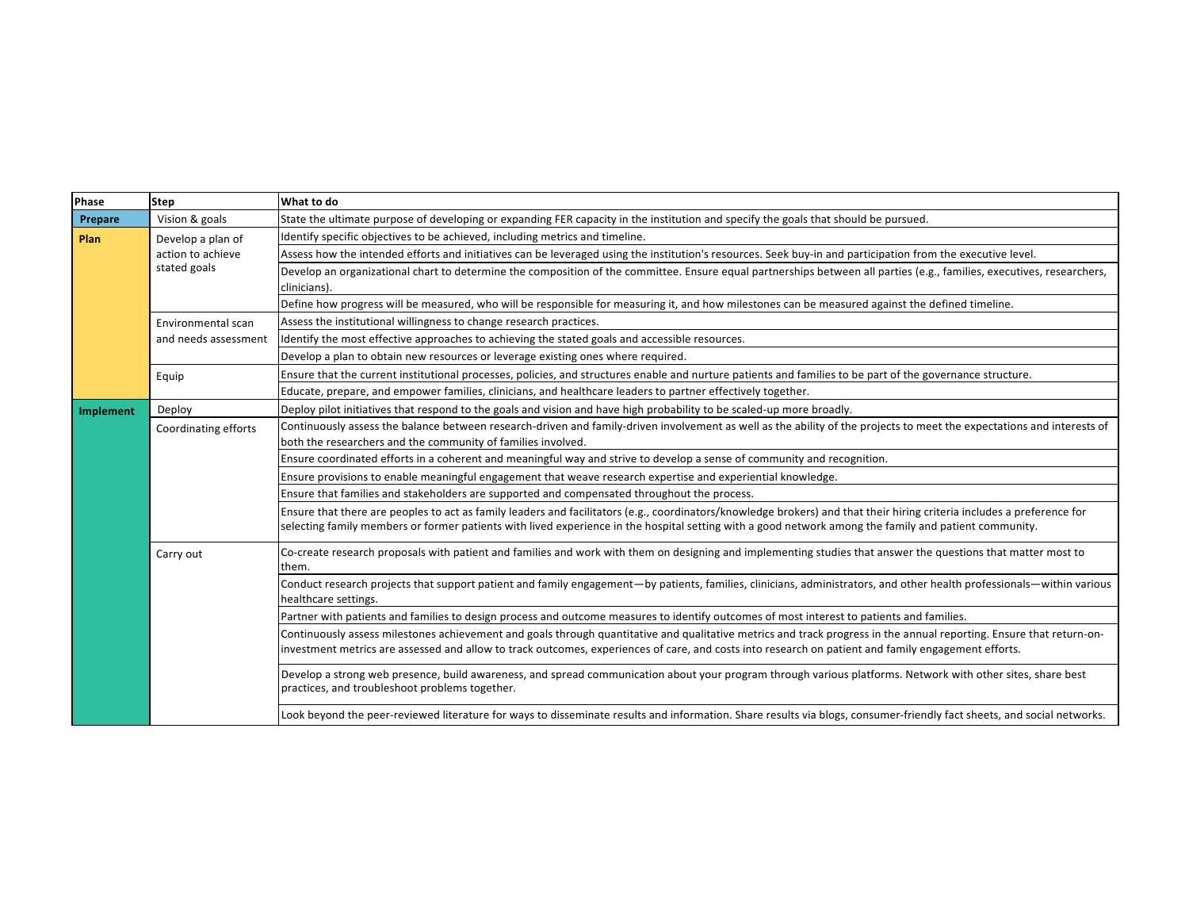| Phase | Step | What to do |
|---|---|---|
| **Prepare** | Vision & goals | State the ultimate purpose of developing or expanding FER capacity in the institution and specify the goals that should be pursued. |
| **Plan** | Develop a plan of action to achieve stated goals | Identify specific objectives to be achieved, including metrics and timeline. |
| | | Assess how the intended efforts and initiatives can be leveraged using the institution's resources. Seek buy-in and participation from the executive level. |
| | | Develop an organizational chart to determine the composition of the committee. Ensure equal partnerships between all parties (e.g., families, executives, researchers, clinicians). |
| | | Define how progress will be measured, who will be responsible for measuring it, and how milestones can be measured against the defined timeline. |
| | Environmental scan and needs assessment | Assess the institutional willingness to change research practices. |
| | | Identify the most effective approaches to achieving the stated goals and accessible resources. |
| | | Develop a plan to obtain new resources or leverage existing ones where required. |
| | Equip | Ensure that the current institutional processes, policies, and structures enable and nurture patients and families to be part of the governance structure. |
| | | Educate, prepare, and empower families, clinicians, and healthcare leaders to partner effectively together. |
| **Implement** | Deploy | Deploy pilot initiatives that respond to the goals and vision and have high probability to be scaled-up more broadly. |
| | Coordinating efforts | Continuously assess the balance between research-driven and family-driven involvement as well as the ability of the projects to meet the expectations and interests of both the researchers and the community of families involved. |
| | | Ensure coordinated efforts in a coherent and meaningful way and strive to develop a sense of community and recognition. |
| | | Ensure provisions to enable meaningful engagement that weave research expertise and experiential knowledge. |
| | | Ensure that families and stakeholders are supported and compensated throughout the process. |
| | | Ensure that there are peoples to act as family leaders and facilitators (e.g., coordinators/knowledge brokers) and that their hiring criteria includes a preference for selecting family members or former patients with lived experience in the hospital setting with a good network among the family and patient community. |
| | Carry out | Co-create research proposals with patient and families and work with them on designing and implementing studies that answer the questions that matter most to them. |
| | | Conduct research projects that support patient and family engagement—by patients, families, clinicians, administrators, and other health professionals—within various healthcare settings. |
| | | Partner with patients and families to design process and outcome measures to identify outcomes of most interest to patients and families. |
| | | Continuously assess milestones achievement and goals through quantitative and qualitative metrics and track progress in the annual reporting. Ensure that return-on-investment metrics are assessed and allow to track outcomes, experiences of care, and costs into research on patient and family engagement efforts. |
| | | Develop a strong web presence, build awareness, and spread communication about your program through various platforms. Network with other sites, share best practices, and troubleshoot problems together. |
| | | Look beyond the peer-reviewed literature for ways to disseminate results and information. Share results via blogs, consumer-friendly fact sheets, and social networks. |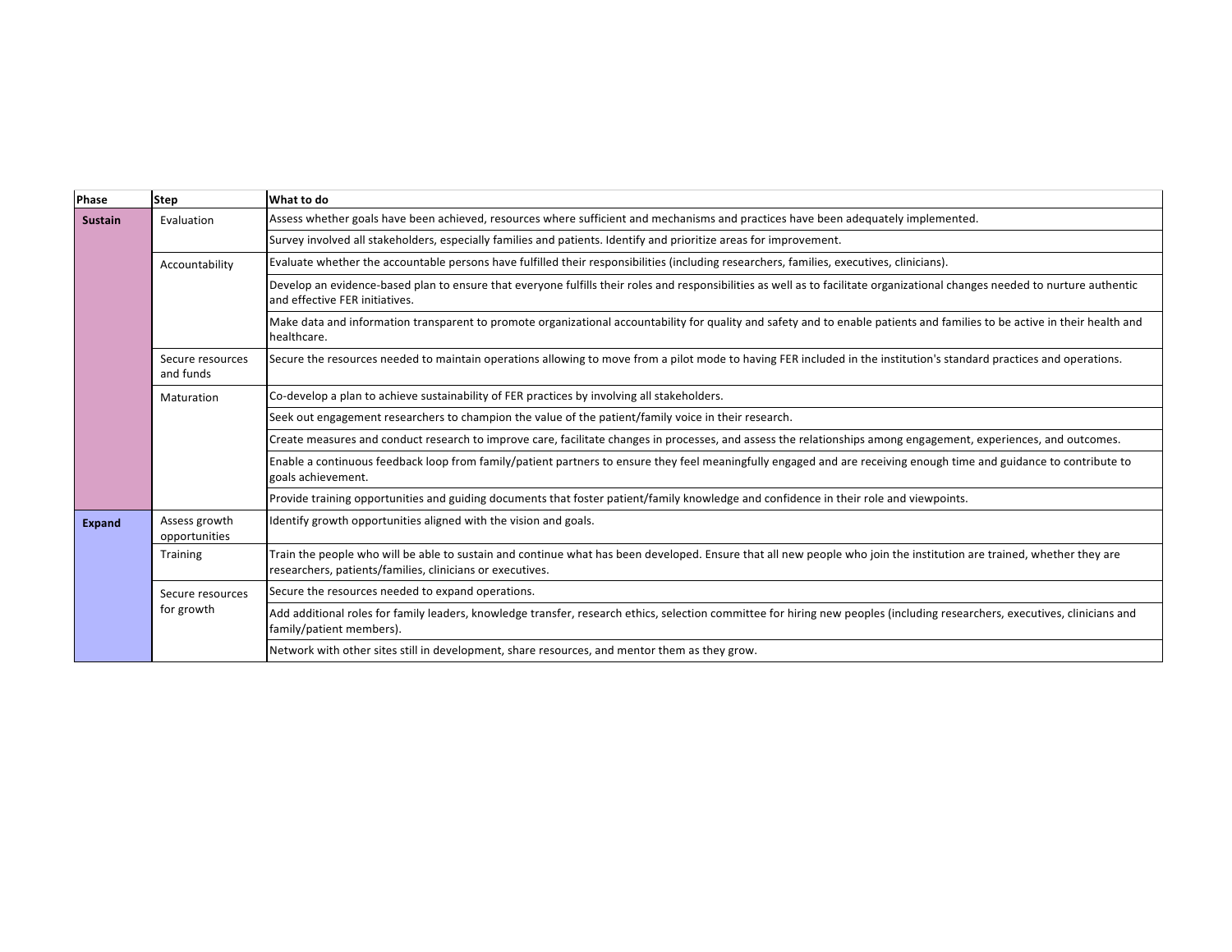| Phase | Step | What to do |
| --- | --- | --- |
| **Sustain** | Evaluation | Assess whether goals have been achieved, resources where sufficient and mechanisms and practices have been adequately implemented. |
| | | Survey involved all stakeholders, especially families and patients. Identify and prioritize areas for improvement. |
| | Accountability | Evaluate whether the accountable persons have fulfilled their responsibilities (including researchers, families, executives, clinicians). |
| | | Develop an evidence-based plan to ensure that everyone fulfills their roles and responsibilities as well as to facilitate organizational changes needed to nurture authentic and effective FER initiatives. |
| | | Make data and information transparent to promote organizational accountability for quality and safety and to enable patients and families to be active in their health and healthcare. |
| | Secure resources and funds | Secure the resources needed to maintain operations allowing to move from a pilot mode to having FER included in the institution's standard practices and operations. |
| | Maturation | Co-develop a plan to achieve sustainability of FER practices by involving all stakeholders. |
| | | Seek out engagement researchers to champion the value of the patient/family voice in their research. |
| | | Create measures and conduct research to improve care, facilitate changes in processes, and assess the relationships among engagement, experiences, and outcomes. |
| | | Enable a continuous feedback loop from family/patient partners to ensure they feel meaningfully engaged and are receiving enough time and guidance to contribute to goals achievement. |
| | | Provide training opportunities and guiding documents that foster patient/family knowledge and confidence in their role and viewpoints. |
| **Expand** | Assess growth opportunities | Identify growth opportunities aligned with the vision and goals. |
| | Training | Train the people who will be able to sustain and continue what has been developed. Ensure that all new people who join the institution are trained, whether they are researchers, patients/families, clinicians or executives. |
| | Secure resources for growth | Secure the resources needed to expand operations. |
| | | Add additional roles for family leaders, knowledge transfer, research ethics, selection committee for hiring new peoples (including researchers, executives, clinicians and family/patient members). |
| | | Network with other sites still in development, share resources, and mentor them as they grow. |